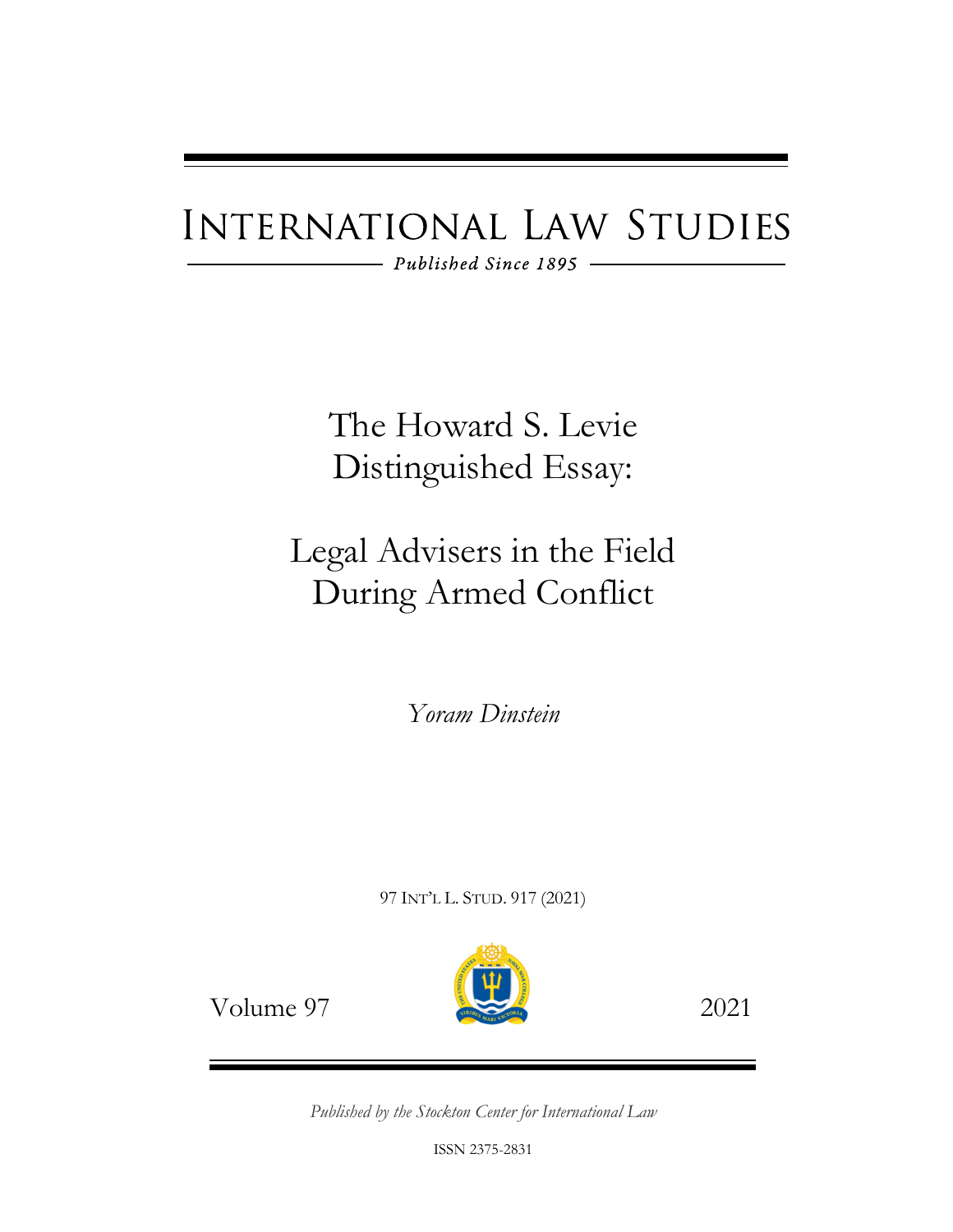# INTERNATIONAL LAW STUDIES

*Published Since 1895*

## The Howard S. Levie Distinguished Essay:

## Legal Advisers in the Field During Armed Conflict

*Yoram Dinstein*

97 INT'L L. STUD. 917 (2021)

Volume 97 2021

*Published by the Stockton Center for International Law*

ISSN 2375-2831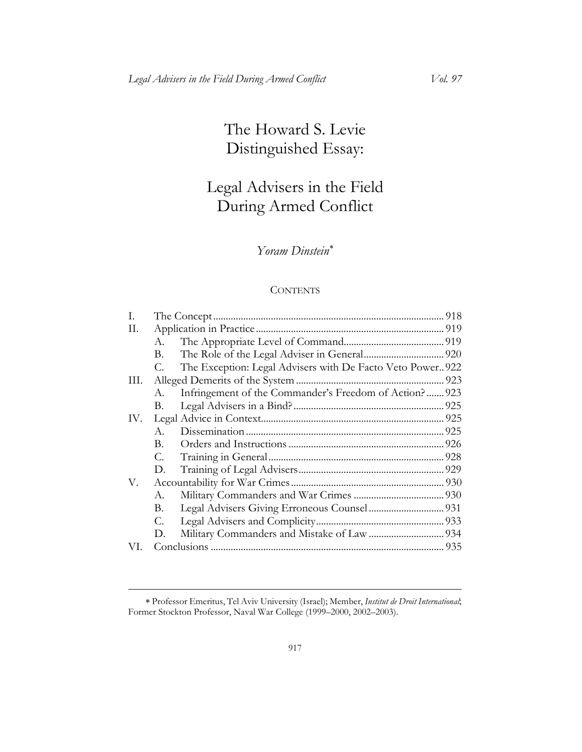# The Howard S. Levie Distinguished Essay:

# Legal Advisers in the Field During Armed Conflict

*Yoram Dinstein*[*]

CONTENTS

| | | | |
|---|---|---|---|
| I. | | The Concept | 918 |
| II. | | Application in Practice | 919 |
| | A. | The Appropriate Level of Command | 919 |
| | B. | The Role of the Legal Adviser in General | 920 |
| | C. | The Exception: Legal Advisers with De Facto Veto Power | 922 |
| III. | | Alleged Demerits of the System | 923 |
| | A. | Infringement of the Commander's Freedom of Action? | 923 |
| | B. | Legal Advisers in a Bind? | 925 |
| IV. | | Legal Advice in Context | 925 |
| | A. | Dissemination | 925 |
| | B. | Orders and Instructions | 926 |
| | C. | Training in General | 928 |
| | D. | Training of Legal Advisers | 929 |
| V. | | Accountability for War Crimes | 930 |
| | A. | Military Commanders and War Crimes | 930 |
| | B. | Legal Advisers Giving Erroneous Counsel | 931 |
| | C. | Legal Advisers and Complicity | 933 |
| | D. | Military Commanders and Mistake of Law | 934 |
| VI. | | Conclusions | 935 |

---

[*] Professor Emeritus, Tel Aviv University (Israel); Member, *Institut de Droit International*; Former Stockton Professor, Naval War College (1999–2000, 2002–2003).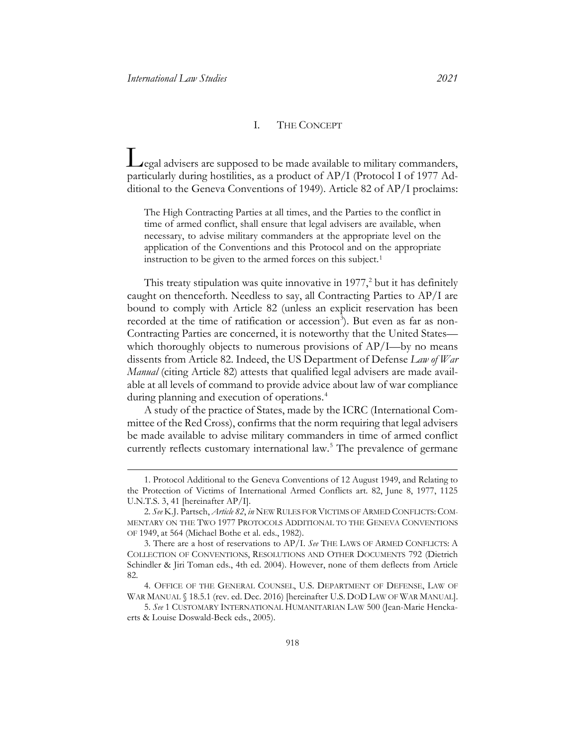## I. THE CONCEPT

Legal advisers are supposed to be made available to military commanders, particularly during hostilities, as a product of AP/I (Protocol I of 1977 Additional to the Geneva Conventions of 1949). Article 82 of AP/I proclaims:

> The High Contracting Parties at all times, and the Parties to the conflict in time of armed conflict, shall ensure that legal advisers are available, when necessary, to advise military commanders at the appropriate level on the application of the Conventions and this Protocol and on the appropriate instruction to be given to the armed forces on this subject.[1]

This treaty stipulation was quite innovative in 1977,[2] but it has definitely caught on thenceforth. Needless to say, all Contracting Parties to AP/I are bound to comply with Article 82 (unless an explicit reservation has been recorded at the time of ratification or accession[3]). But even as far as non-Contracting Parties are concerned, it is noteworthy that the United States—which thoroughly objects to numerous provisions of AP/I—by no means dissents from Article 82. Indeed, the US Department of Defense *Law of War Manual* (citing Article 82) attests that qualified legal advisers are made available at all levels of command to provide advice about law of war compliance during planning and execution of operations.[4]

A study of the practice of States, made by the ICRC (International Committee of the Red Cross), confirms that the norm requiring that legal advisers be made available to advise military commanders in time of armed conflict currently reflects customary international law.[5] The prevalence of germane

---

1. Protocol Additional to the Geneva Conventions of 12 August 1949, and Relating to the Protection of Victims of International Armed Conflicts art. 82, June 8, 1977, 1125 U.N.T.S. 3, 41 [hereinafter AP/I].

2. *See* K.J. Partsch, *Article 82*, *in* NEW RULES FOR VICTIMS OF ARMED CONFLICTS: COMMENTARY ON THE TWO 1977 PROTOCOLS ADDITIONAL TO THE GENEVA CONVENTIONS OF 1949, at 564 (Michael Bothe et al. eds., 1982).

3. There are a host of reservations to AP/I. *See* THE LAWS OF ARMED CONFLICTS: A COLLECTION OF CONVENTIONS, RESOLUTIONS AND OTHER DOCUMENTS 792 (Dietrich Schindler & Jiri Toman eds., 4th ed. 2004). However, none of them deflects from Article 82.

4. OFFICE OF THE GENERAL COUNSEL, U.S. DEPARTMENT OF DEFENSE, LAW OF WAR MANUAL § 18.5.1 (rev. ed. Dec. 2016) [hereinafter U.S. DOD LAW OF WAR MANUAL].

5. *See* 1 CUSTOMARY INTERNATIONAL HUMANITARIAN LAW 500 (Jean-Marie Henckaerts & Louise Doswald-Beck eds., 2005).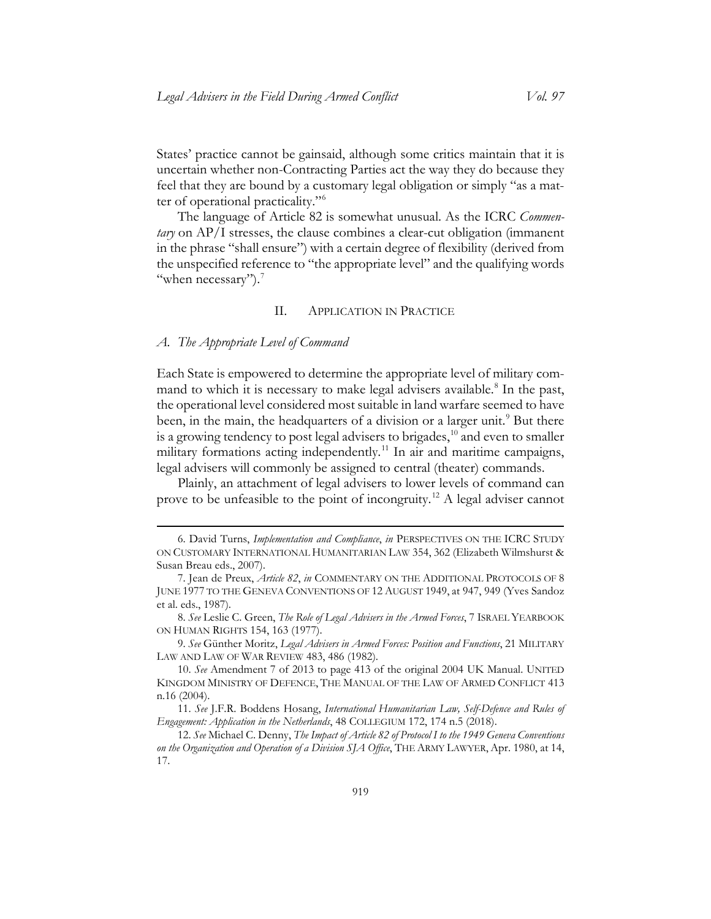States' practice cannot be gainsaid, although some critics maintain that it is uncertain whether non-Contracting Parties act the way they do because they feel that they are bound by a customary legal obligation or simply "as a matter of operational practicality."[6]

The language of Article 82 is somewhat unusual. As the ICRC *Commentary* on AP/I stresses, the clause combines a clear-cut obligation (immanent in the phrase "shall ensure") with a certain degree of flexibility (derived from the unspecified reference to "the appropriate level" and the qualifying words "when necessary").[7]

## II. Application in Practice

### *A. The Appropriate Level of Command*

Each State is empowered to determine the appropriate level of military command to which it is necessary to make legal advisers available.[8] In the past, the operational level considered most suitable in land warfare seemed to have been, in the main, the headquarters of a division or a larger unit.[9] But there is a growing tendency to post legal advisers to brigades,[10] and even to smaller military formations acting independently.[11] In air and maritime campaigns, legal advisers will commonly be assigned to central (theater) commands.

Plainly, an attachment of legal advisers to lower levels of command can prove to be unfeasible to the point of incongruity.[12] A legal adviser cannot

---

6. David Turns, *Implementation and Compliance*, *in* PERSPECTIVES ON THE ICRC STUDY ON CUSTOMARY INTERNATIONAL HUMANITARIAN LAW 354, 362 (Elizabeth Wilmshurst & Susan Breau eds., 2007).

7. Jean de Preux, *Article 82*, *in* COMMENTARY ON THE ADDITIONAL PROTOCOLS OF 8 JUNE 1977 TO THE GENEVA CONVENTIONS OF 12 AUGUST 1949, at 947, 949 (Yves Sandoz et al. eds., 1987).

8. *See* Leslie C. Green, *The Role of Legal Advisers in the Armed Forces*, 7 ISRAEL YEARBOOK ON HUMAN RIGHTS 154, 163 (1977).

9. *See* Günther Moritz, *Legal Advisers in Armed Forces: Position and Functions*, 21 MILITARY LAW AND LAW OF WAR REVIEW 483, 486 (1982).

10. *See* Amendment 7 of 2013 to page 413 of the original 2004 UK Manual. UNITED KINGDOM MINISTRY OF DEFENCE, THE MANUAL OF THE LAW OF ARMED CONFLICT 413 n.16 (2004).

11. *See* J.F.R. Boddens Hosang, *International Humanitarian Law, Self-Defence and Rules of Engagement: Application in the Netherlands*, 48 COLLEGIUM 172, 174 n.5 (2018).

12. *See* Michael C. Denny, *The Impact of Article 82 of Protocol I to the 1949 Geneva Conventions on the Organization and Operation of a Division SJA Office*, THE ARMY LAWYER, Apr. 1980, at 14, 17.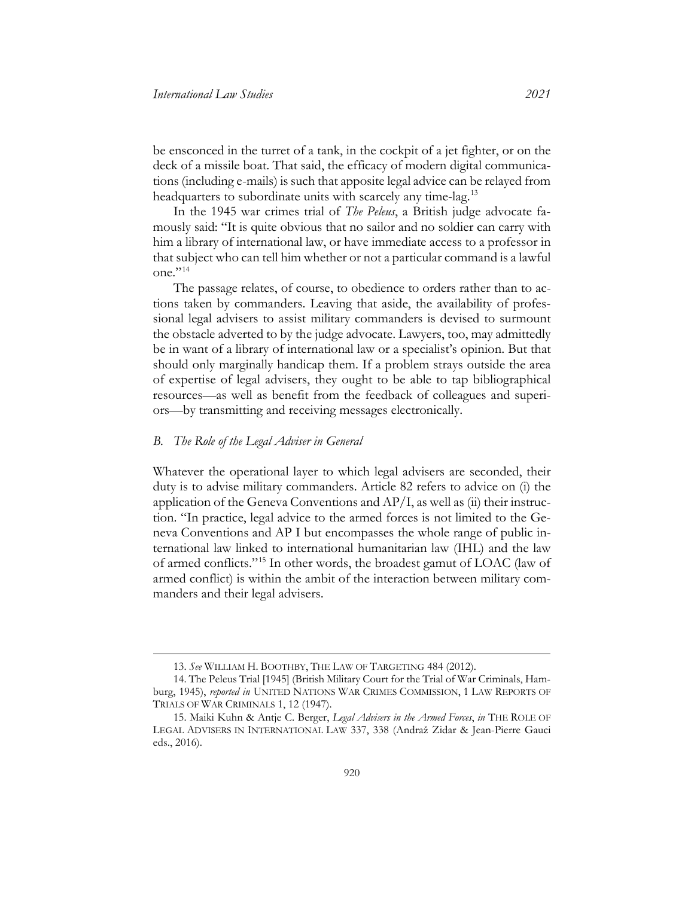be ensconced in the turret of a tank, in the cockpit of a jet fighter, or on the deck of a missile boat. That said, the efficacy of modern digital communications (including e-mails) is such that apposite legal advice can be relayed from headquarters to subordinate units with scarcely any time-lag.[13]

In the 1945 war crimes trial of *The Peleus*, a British judge advocate famously said: "It is quite obvious that no sailor and no soldier can carry with him a library of international law, or have immediate access to a professor in that subject who can tell him whether or not a particular command is a lawful one."[14]

The passage relates, of course, to obedience to orders rather than to actions taken by commanders. Leaving that aside, the availability of professional legal advisers to assist military commanders is devised to surmount the obstacle adverted to by the judge advocate. Lawyers, too, may admittedly be in want of a library of international law or a specialist's opinion. But that should only marginally handicap them. If a problem strays outside the area of expertise of legal advisers, they ought to be able to tap bibliographical resources—as well as benefit from the feedback of colleagues and superiors—by transmitting and receiving messages electronically.

### *B. The Role of the Legal Adviser in General*

Whatever the operational layer to which legal advisers are seconded, their duty is to advise military commanders. Article 82 refers to advice on (i) the application of the Geneva Conventions and AP/I, as well as (ii) their instruction. "In practice, legal advice to the armed forces is not limited to the Geneva Conventions and AP I but encompasses the whole range of public international law linked to international humanitarian law (IHL) and the law of armed conflicts."[15] In other words, the broadest gamut of LOAC (law of armed conflict) is within the ambit of the interaction between military commanders and their legal advisers.

---

13. *See* WILLIAM H. BOOTHBY, THE LAW OF TARGETING 484 (2012).

14. The Peleus Trial [1945] (British Military Court for the Trial of War Criminals, Hamburg, 1945), *reported in* UNITED NATIONS WAR CRIMES COMMISSION, 1 LAW REPORTS OF TRIALS OF WAR CRIMINALS 1, 12 (1947).

15. Maiki Kuhn & Antje C. Berger, *Legal Advisers in the Armed Forces*, *in* THE ROLE OF LEGAL ADVISERS IN INTERNATIONAL LAW 337, 338 (Andraž Zidar & Jean-Pierre Gauci eds., 2016).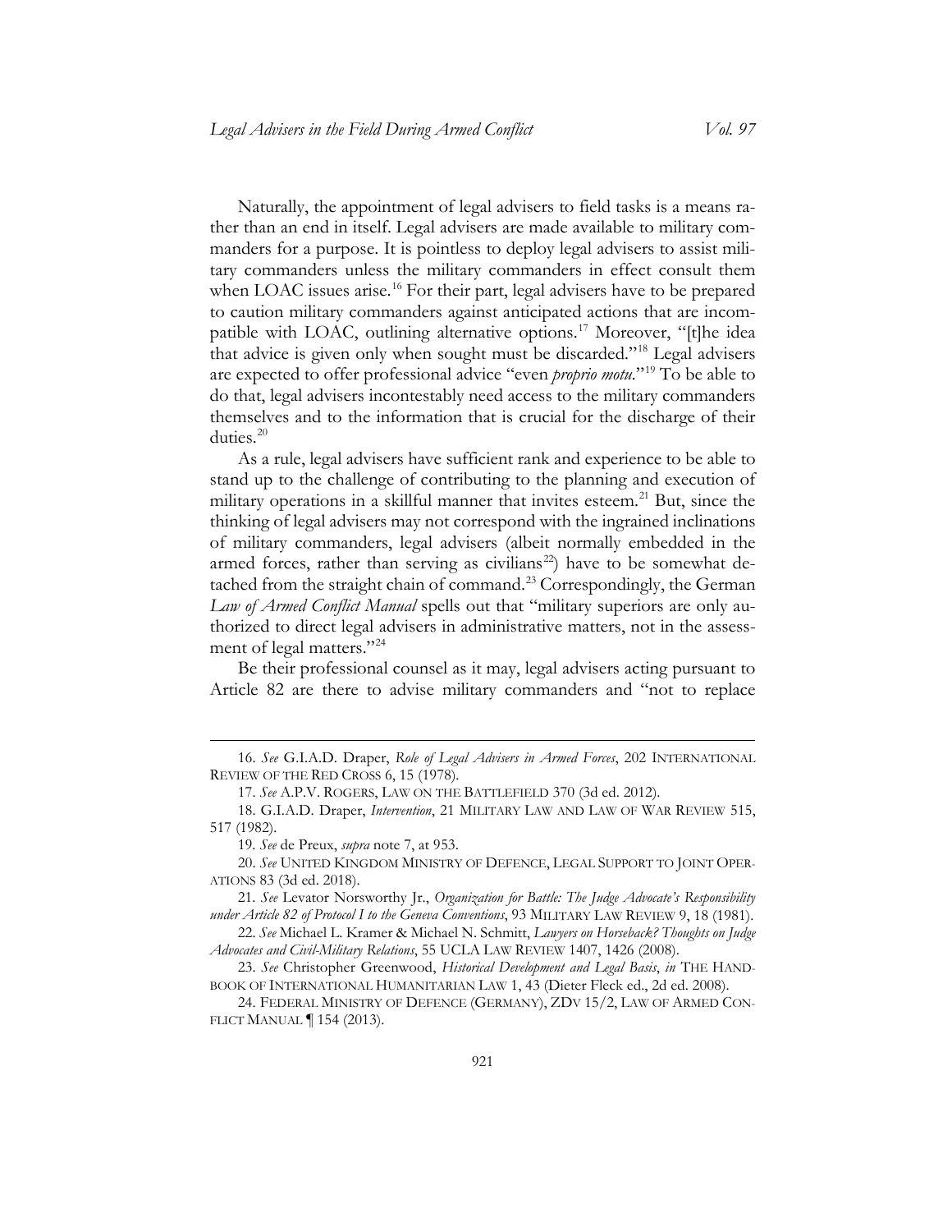Naturally, the appointment of legal advisers to field tasks is a means rather than an end in itself. Legal advisers are made available to military commanders for a purpose. It is pointless to deploy legal advisers to assist military commanders unless the military commanders in effect consult them when LOAC issues arise.[16] For their part, legal advisers have to be prepared to caution military commanders against anticipated actions that are incompatible with LOAC, outlining alternative options.[17] Moreover, "[t]he idea that advice is given only when sought must be discarded."[18] Legal advisers are expected to offer professional advice "even *proprio motu*."[19] To be able to do that, legal advisers incontestably need access to the military commanders themselves and to the information that is crucial for the discharge of their duties.[20]

As a rule, legal advisers have sufficient rank and experience to be able to stand up to the challenge of contributing to the planning and execution of military operations in a skillful manner that invites esteem.[21] But, since the thinking of legal advisers may not correspond with the ingrained inclinations of military commanders, legal advisers (albeit normally embedded in the armed forces, rather than serving as civilians[22]) have to be somewhat detached from the straight chain of command.[23] Correspondingly, the German *Law of Armed Conflict Manual* spells out that "military superiors are only authorized to direct legal advisers in administrative matters, not in the assessment of legal matters."[24]

Be their professional counsel as it may, legal advisers acting pursuant to Article 82 are there to advise military commanders and "not to replace

---

16. *See* G.I.A.D. Draper, *Role of Legal Advisers in Armed Forces*, 202 INTERNATIONAL REVIEW OF THE RED CROSS 6, 15 (1978).

17. *See* A.P.V. ROGERS, LAW ON THE BATTLEFIELD 370 (3d ed. 2012).

18. G.I.A.D. Draper, *Intervention*, 21 MILITARY LAW AND LAW OF WAR REVIEW 515, 517 (1982).

19. *See* de Preux, *supra* note 7, at 953.

20. *See* UNITED KINGDOM MINISTRY OF DEFENCE, LEGAL SUPPORT TO JOINT OPERATIONS 83 (3d ed. 2018).

21. *See* Levator Norsworthy Jr., *Organization for Battle: The Judge Advocate's Responsibility under Article 82 of Protocol I to the Geneva Conventions*, 93 MILITARY LAW REVIEW 9, 18 (1981).

22. *See* Michael L. Kramer & Michael N. Schmitt, *Lawyers on Horseback? Thoughts on Judge Advocates and Civil-Military Relations*, 55 UCLA LAW REVIEW 1407, 1426 (2008).

23. *See* Christopher Greenwood, *Historical Development and Legal Basis*, *in* THE HANDBOOK OF INTERNATIONAL HUMANITARIAN LAW 1, 43 (Dieter Fleck ed., 2d ed. 2008).

24. FEDERAL MINISTRY OF DEFENCE (GERMANY), ZDV 15/2, LAW OF ARMED CONFLICT MANUAL ¶ 154 (2013).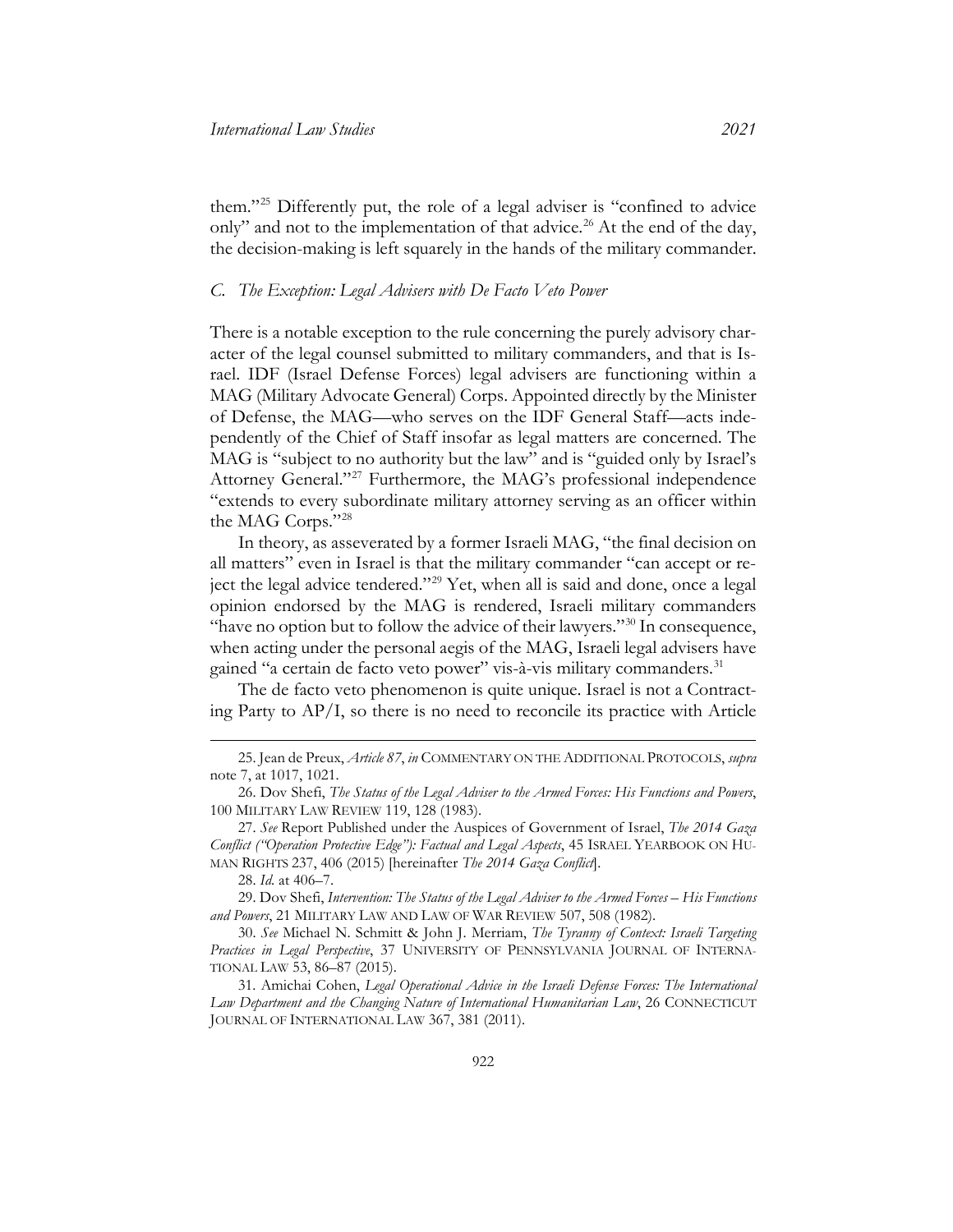them."[25] Differently put, the role of a legal adviser is "confined to advice only" and not to the implementation of that advice.[26] At the end of the day, the decision-making is left squarely in the hands of the military commander.

### *C. The Exception: Legal Advisers with De Facto Veto Power*

There is a notable exception to the rule concerning the purely advisory character of the legal counsel submitted to military commanders, and that is Israel. IDF (Israel Defense Forces) legal advisers are functioning within a MAG (Military Advocate General) Corps. Appointed directly by the Minister of Defense, the MAG—who serves on the IDF General Staff—acts independently of the Chief of Staff insofar as legal matters are concerned. The MAG is "subject to no authority but the law" and is "guided only by Israel's Attorney General."[27] Furthermore, the MAG's professional independence "extends to every subordinate military attorney serving as an officer within the MAG Corps."[28]

In theory, as asseverated by a former Israeli MAG, "the final decision on all matters" even in Israel is that the military commander "can accept or reject the legal advice tendered."[29] Yet, when all is said and done, once a legal opinion endorsed by the MAG is rendered, Israeli military commanders "have no option but to follow the advice of their lawyers."[30] In consequence, when acting under the personal aegis of the MAG, Israeli legal advisers have gained "a certain de facto veto power" vis-à-vis military commanders.[31]

The de facto veto phenomenon is quite unique. Israel is not a Contracting Party to AP/I, so there is no need to reconcile its practice with Article

---

25. Jean de Preux, *Article 87*, *in* COMMENTARY ON THE ADDITIONAL PROTOCOLS, *supra* note 7, at 1017, 1021.

26. Dov Shefi, *The Status of the Legal Adviser to the Armed Forces: His Functions and Powers*, 100 MILITARY LAW REVIEW 119, 128 (1983).

27. *See* Report Published under the Auspices of Government of Israel, *The 2014 Gaza Conflict ("Operation Protective Edge"): Factual and Legal Aspects*, 45 ISRAEL YEARBOOK ON HUMAN RIGHTS 237, 406 (2015) [hereinafter *The 2014 Gaza Conflict*].

28. *Id.* at 406–7.

29. Dov Shefi, *Intervention: The Status of the Legal Adviser to the Armed Forces – His Functions and Powers*, 21 MILITARY LAW AND LAW OF WAR REVIEW 507, 508 (1982).

30. *See* Michael N. Schmitt & John J. Merriam, *The Tyranny of Context: Israeli Targeting Practices in Legal Perspective*, 37 UNIVERSITY OF PENNSYLVANIA JOURNAL OF INTERNATIONAL LAW 53, 86–87 (2015).

31. Amichai Cohen, *Legal Operational Advice in the Israeli Defense Forces: The International Law Department and the Changing Nature of International Humanitarian Law*, 26 CONNECTICUT JOURNAL OF INTERNATIONAL LAW 367, 381 (2011).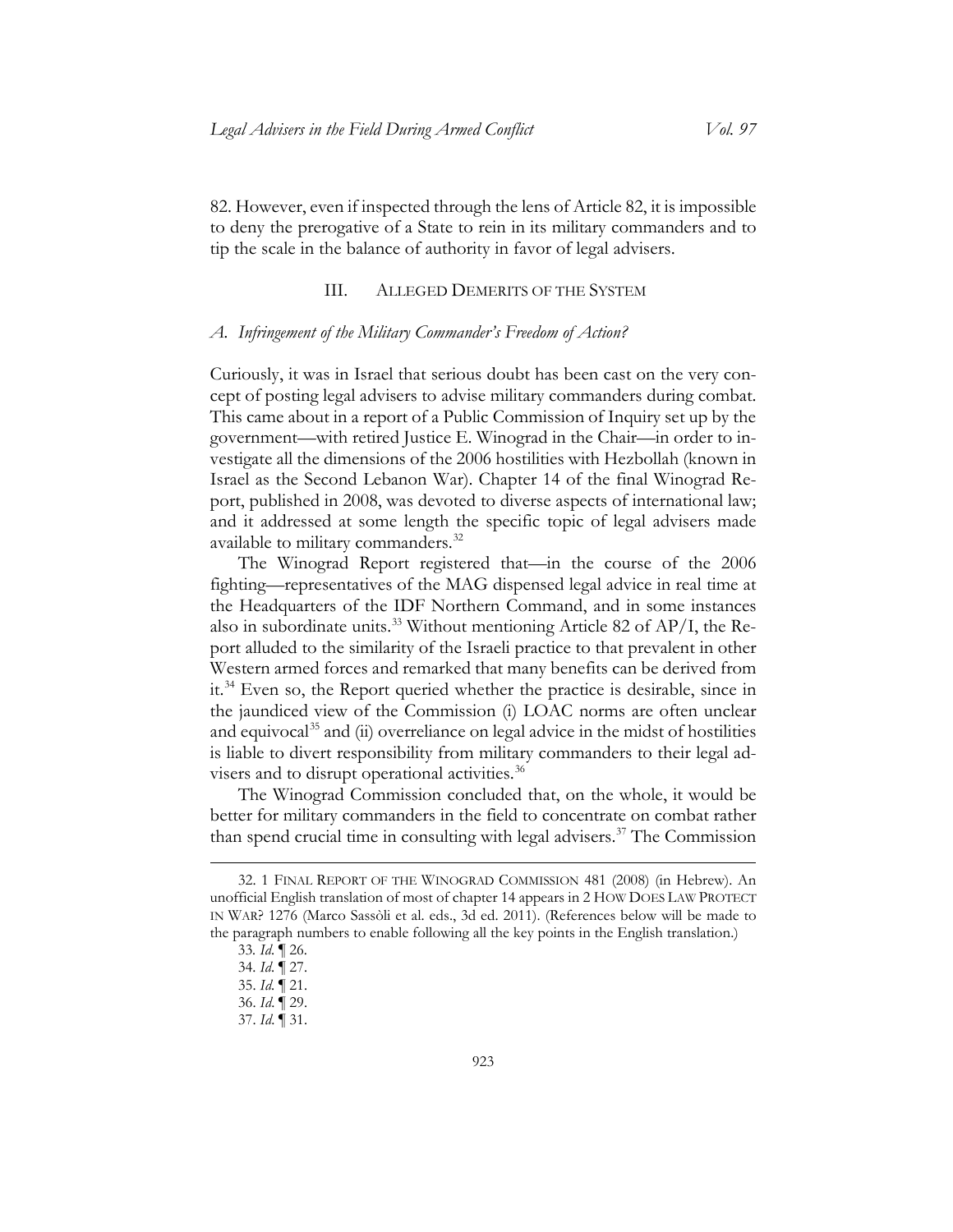82. However, even if inspected through the lens of Article 82, it is impossible to deny the prerogative of a State to rein in its military commanders and to tip the scale in the balance of authority in favor of legal advisers.

## III. ALLEGED DEMERITS OF THE SYSTEM

### *A. Infringement of the Military Commander's Freedom of Action?*

Curiously, it was in Israel that serious doubt has been cast on the very concept of posting legal advisers to advise military commanders during combat. This came about in a report of a Public Commission of Inquiry set up by the government—with retired Justice E. Winograd in the Chair—in order to investigate all the dimensions of the 2006 hostilities with Hezbollah (known in Israel as the Second Lebanon War). Chapter 14 of the final Winograd Report, published in 2008, was devoted to diverse aspects of international law; and it addressed at some length the specific topic of legal advisers made available to military commanders.[32]

The Winograd Report registered that—in the course of the 2006 fighting—representatives of the MAG dispensed legal advice in real time at the Headquarters of the IDF Northern Command, and in some instances also in subordinate units.[33] Without mentioning Article 82 of AP/I, the Report alluded to the similarity of the Israeli practice to that prevalent in other Western armed forces and remarked that many benefits can be derived from it.[34] Even so, the Report queried whether the practice is desirable, since in the jaundiced view of the Commission (i) LOAC norms are often unclear and equivocal[35] and (ii) overreliance on legal advice in the midst of hostilities is liable to divert responsibility from military commanders to their legal advisers and to disrupt operational activities.[36]

The Winograd Commission concluded that, on the whole, it would be better for military commanders in the field to concentrate on combat rather than spend crucial time in consulting with legal advisers.[37] The Commission

---

32. 1 FINAL REPORT OF THE WINOGRAD COMMISSION 481 (2008) (in Hebrew). An unofficial English translation of most of chapter 14 appears in 2 HOW DOES LAW PROTECT IN WAR? 1276 (Marco Sassòli et al. eds., 3d ed. 2011). (References below will be made to the paragraph numbers to enable following all the key points in the English translation.)

33. *Id.* ¶ 26.

34. *Id.* ¶ 27.

35. *Id.* ¶ 21.

36. *Id.* ¶ 29.

37. *Id.* ¶ 31.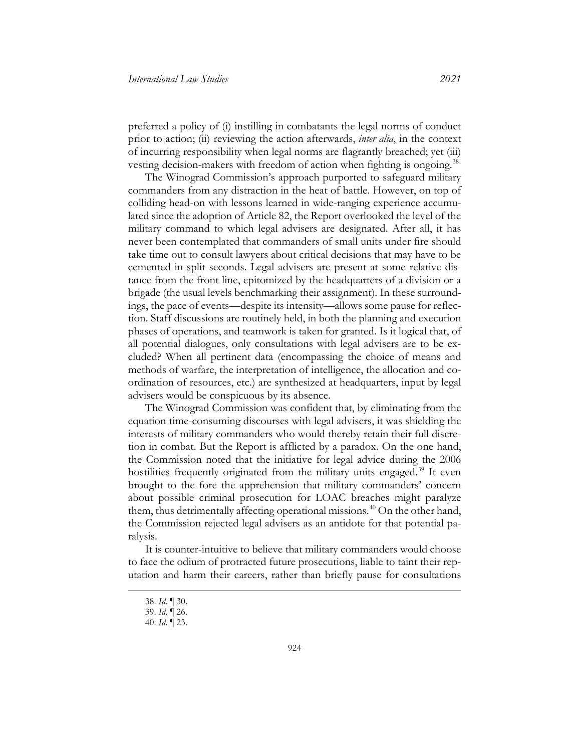preferred a policy of (i) instilling in combatants the legal norms of conduct prior to action; (ii) reviewing the action afterwards, *inter alia*, in the context of incurring responsibility when legal norms are flagrantly breached; yet (iii) vesting decision-makers with freedom of action when fighting is ongoing.[38]

The Winograd Commission's approach purported to safeguard military commanders from any distraction in the heat of battle. However, on top of colliding head-on with lessons learned in wide-ranging experience accumulated since the adoption of Article 82, the Report overlooked the level of the military command to which legal advisers are designated. After all, it has never been contemplated that commanders of small units under fire should take time out to consult lawyers about critical decisions that may have to be cemented in split seconds. Legal advisers are present at some relative distance from the front line, epitomized by the headquarters of a division or a brigade (the usual levels benchmarking their assignment). In these surroundings, the pace of events—despite its intensity—allows some pause for reflection. Staff discussions are routinely held, in both the planning and execution phases of operations, and teamwork is taken for granted. Is it logical that, of all potential dialogues, only consultations with legal advisers are to be excluded? When all pertinent data (encompassing the choice of means and methods of warfare, the interpretation of intelligence, the allocation and coordination of resources, etc.) are synthesized at headquarters, input by legal advisers would be conspicuous by its absence.

The Winograd Commission was confident that, by eliminating from the equation time-consuming discourses with legal advisers, it was shielding the interests of military commanders who would thereby retain their full discretion in combat. But the Report is afflicted by a paradox. On the one hand, the Commission noted that the initiative for legal advice during the 2006 hostilities frequently originated from the military units engaged.[39] It even brought to the fore the apprehension that military commanders' concern about possible criminal prosecution for LOAC breaches might paralyze them, thus detrimentally affecting operational missions.[40] On the other hand, the Commission rejected legal advisers as an antidote for that potential paralysis.

It is counter-intuitive to believe that military commanders would choose to face the odium of protracted future prosecutions, liable to taint their reputation and harm their careers, rather than briefly pause for consultations

38. *Id.* ¶ 30.
39. *Id.* ¶ 26.
40. *Id.* ¶ 23.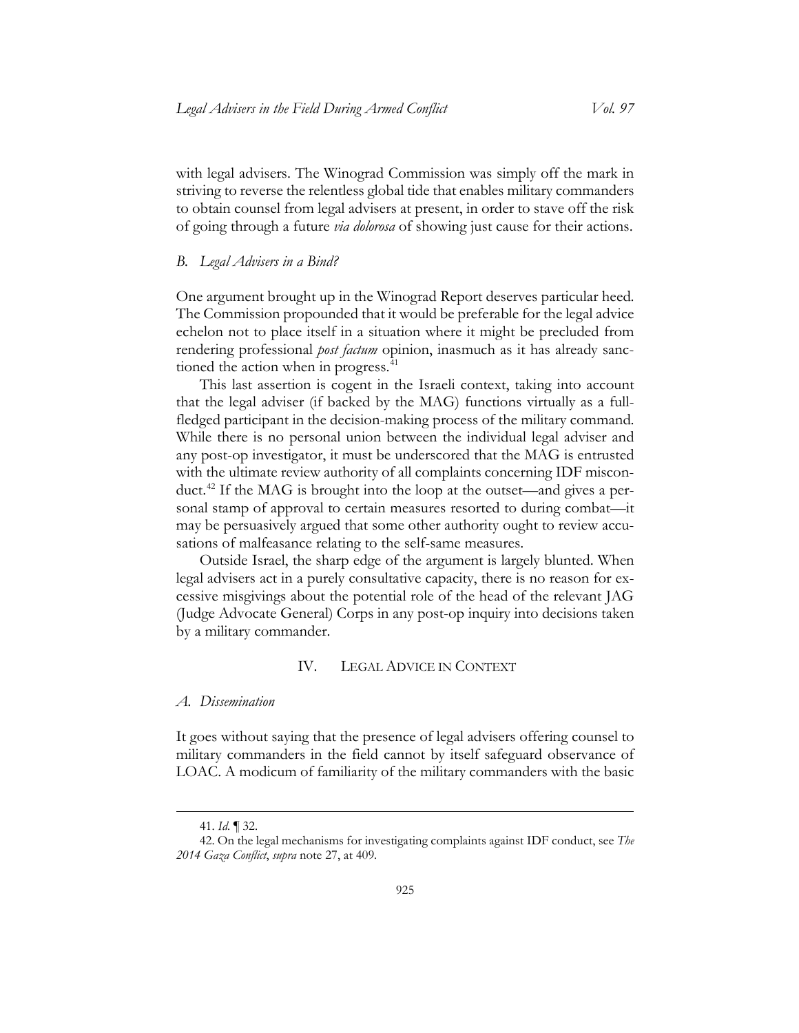with legal advisers. The Winograd Commission was simply off the mark in striving to reverse the relentless global tide that enables military commanders to obtain counsel from legal advisers at present, in order to stave off the risk of going through a future *via dolorosa* of showing just cause for their actions.

### *B. Legal Advisers in a Bind?*

One argument brought up in the Winograd Report deserves particular heed. The Commission propounded that it would be preferable for the legal advice echelon not to place itself in a situation where it might be precluded from rendering professional *post factum* opinion, inasmuch as it has already sanctioned the action when in progress.[41]

This last assertion is cogent in the Israeli context, taking into account that the legal adviser (if backed by the MAG) functions virtually as a full-fledged participant in the decision-making process of the military command. While there is no personal union between the individual legal adviser and any post-op investigator, it must be underscored that the MAG is entrusted with the ultimate review authority of all complaints concerning IDF misconduct.[42] If the MAG is brought into the loop at the outset—and gives a personal stamp of approval to certain measures resorted to during combat—it may be persuasively argued that some other authority ought to review accusations of malfeasance relating to the self-same measures.

Outside Israel, the sharp edge of the argument is largely blunted. When legal advisers act in a purely consultative capacity, there is no reason for excessive misgivings about the potential role of the head of the relevant JAG (Judge Advocate General) Corps in any post-op inquiry into decisions taken by a military commander.

## IV. LEGAL ADVICE IN CONTEXT

### *A. Dissemination*

It goes without saying that the presence of legal advisers offering counsel to military commanders in the field cannot by itself safeguard observance of LOAC. A modicum of familiarity of the military commanders with the basic

---

41. *Id.* ¶ 32.

42. On the legal mechanisms for investigating complaints against IDF conduct, see *The 2014 Gaza Conflict*, *supra* note 27, at 409.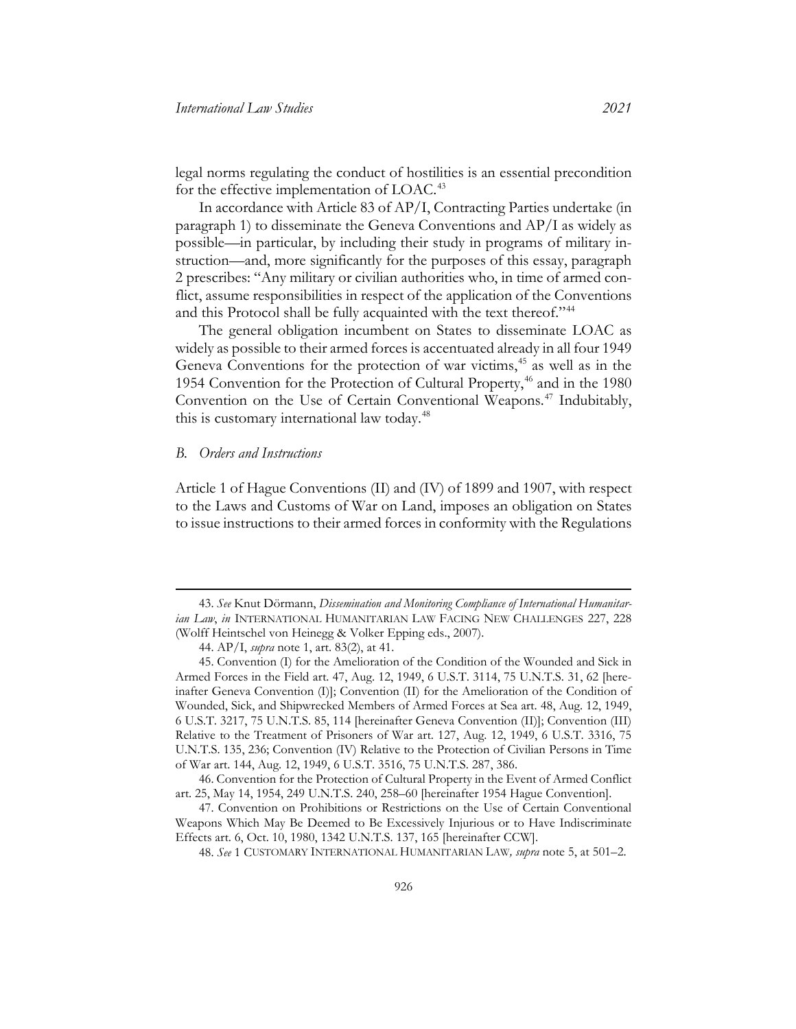legal norms regulating the conduct of hostilities is an essential precondition for the effective implementation of LOAC.[43]

In accordance with Article 83 of AP/I, Contracting Parties undertake (in paragraph 1) to disseminate the Geneva Conventions and AP/I as widely as possible—in particular, by including their study in programs of military instruction—and, more significantly for the purposes of this essay, paragraph 2 prescribes: "Any military or civilian authorities who, in time of armed conflict, assume responsibilities in respect of the application of the Conventions and this Protocol shall be fully acquainted with the text thereof."[44]

The general obligation incumbent on States to disseminate LOAC as widely as possible to their armed forces is accentuated already in all four 1949 Geneva Conventions for the protection of war victims,[45] as well as in the 1954 Convention for the Protection of Cultural Property,[46] and in the 1980 Convention on the Use of Certain Conventional Weapons.[47] Indubitably, this is customary international law today.[48]

### *B. Orders and Instructions*

Article 1 of Hague Conventions (II) and (IV) of 1899 and 1907, with respect to the Laws and Customs of War on Land, imposes an obligation on States to issue instructions to their armed forces in conformity with the Regulations

---

43. *See* Knut Dörmann, *Dissemination and Monitoring Compliance of International Humanitarian Law*, *in* INTERNATIONAL HUMANITARIAN LAW FACING NEW CHALLENGES 227, 228 (Wolff Heintschel von Heinegg & Volker Epping eds., 2007).

44. AP/I, *supra* note 1, art. 83(2), at 41.

45. Convention (I) for the Amelioration of the Condition of the Wounded and Sick in Armed Forces in the Field art. 47, Aug. 12, 1949, 6 U.S.T. 3114, 75 U.N.T.S. 31, 62 [hereinafter Geneva Convention (I)]; Convention (II) for the Amelioration of the Condition of Wounded, Sick, and Shipwrecked Members of Armed Forces at Sea art. 48, Aug. 12, 1949, 6 U.S.T. 3217, 75 U.N.T.S. 85, 114 [hereinafter Geneva Convention (II)]; Convention (III) Relative to the Treatment of Prisoners of War art. 127, Aug. 12, 1949, 6 U.S.T. 3316, 75 U.N.T.S. 135, 236; Convention (IV) Relative to the Protection of Civilian Persons in Time of War art. 144, Aug. 12, 1949, 6 U.S.T. 3516, 75 U.N.T.S. 287, 386.

46. Convention for the Protection of Cultural Property in the Event of Armed Conflict art. 25, May 14, 1954, 249 U.N.T.S. 240, 258–60 [hereinafter 1954 Hague Convention].

47. Convention on Prohibitions or Restrictions on the Use of Certain Conventional Weapons Which May Be Deemed to Be Excessively Injurious or to Have Indiscriminate Effects art. 6, Oct. 10, 1980, 1342 U.N.T.S. 137, 165 [hereinafter CCW].

48. *See* 1 CUSTOMARY INTERNATIONAL HUMANITARIAN LAW*, supra* note 5, at 501–2.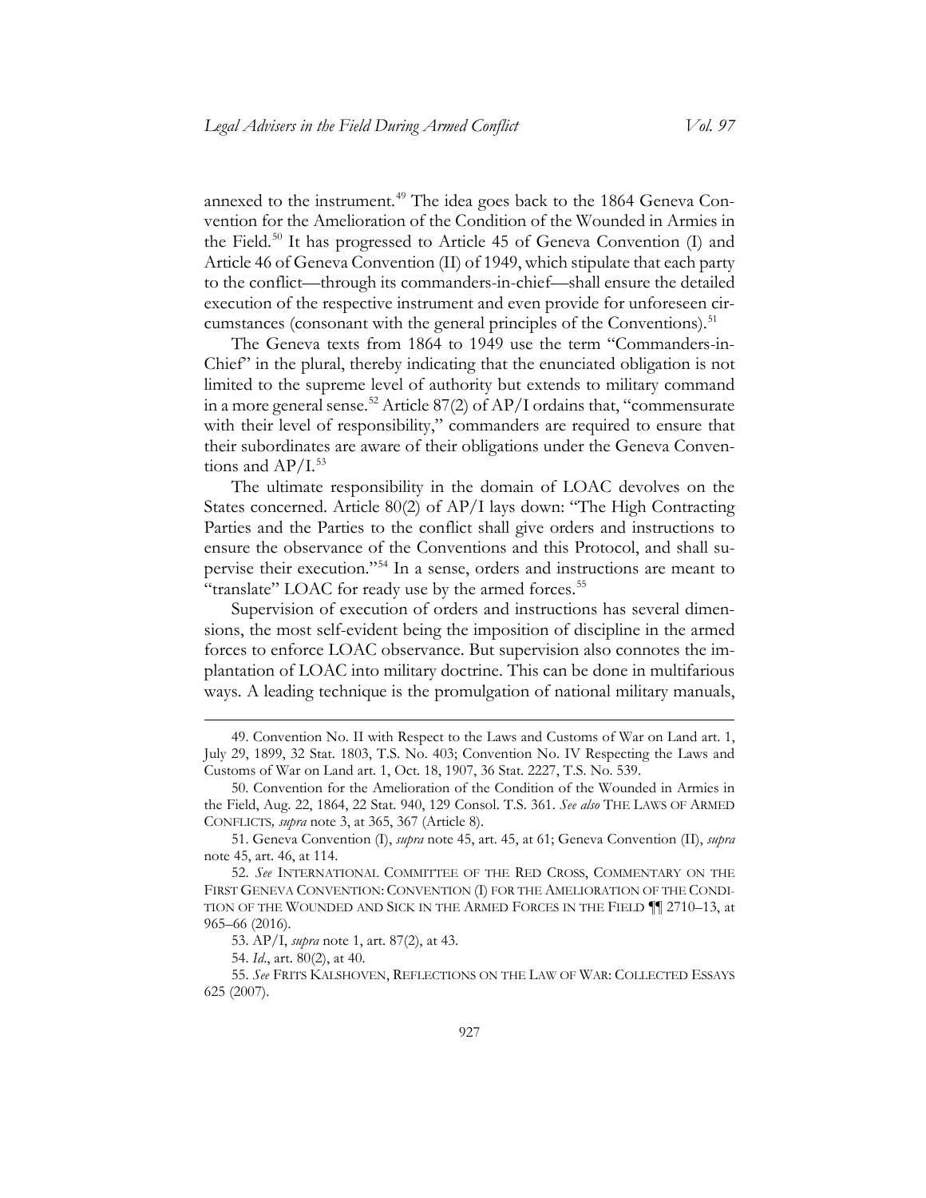annexed to the instrument.[49] The idea goes back to the 1864 Geneva Convention for the Amelioration of the Condition of the Wounded in Armies in the Field.[50] It has progressed to Article 45 of Geneva Convention (I) and Article 46 of Geneva Convention (II) of 1949, which stipulate that each party to the conflict—through its commanders-in-chief—shall ensure the detailed execution of the respective instrument and even provide for unforeseen circumstances (consonant with the general principles of the Conventions).[51]

The Geneva texts from 1864 to 1949 use the term "Commanders-in-Chief" in the plural, thereby indicating that the enunciated obligation is not limited to the supreme level of authority but extends to military command in a more general sense.[52] Article 87(2) of AP/I ordains that, "commensurate with their level of responsibility," commanders are required to ensure that their subordinates are aware of their obligations under the Geneva Conventions and AP/I.[53]

The ultimate responsibility in the domain of LOAC devolves on the States concerned. Article 80(2) of AP/I lays down: "The High Contracting Parties and the Parties to the conflict shall give orders and instructions to ensure the observance of the Conventions and this Protocol, and shall supervise their execution."[54] In a sense, orders and instructions are meant to "translate" LOAC for ready use by the armed forces.[55]

Supervision of execution of orders and instructions has several dimensions, the most self-evident being the imposition of discipline in the armed forces to enforce LOAC observance. But supervision also connotes the implantation of LOAC into military doctrine. This can be done in multifarious ways. A leading technique is the promulgation of national military manuals,

---

49. Convention No. II with Respect to the Laws and Customs of War on Land art. 1, July 29, 1899, 32 Stat. 1803, T.S. No. 403; Convention No. IV Respecting the Laws and Customs of War on Land art. 1, Oct. 18, 1907, 36 Stat. 2227, T.S. No. 539.

50. Convention for the Amelioration of the Condition of the Wounded in Armies in the Field, Aug. 22, 1864, 22 Stat. 940, 129 Consol. T.S. 361. *See also* THE LAWS OF ARMED CONFLICTS*, supra* note 3, at 365, 367 (Article 8).

51. Geneva Convention (I), *supra* note 45, art. 45, at 61; Geneva Convention (II), *supra* note 45, art. 46, at 114.

52. *See* INTERNATIONAL COMMITTEE OF THE RED CROSS, COMMENTARY ON THE FIRST GENEVA CONVENTION: CONVENTION (I) FOR THE AMELIORATION OF THE CONDITION OF THE WOUNDED AND SICK IN THE ARMED FORCES IN THE FIELD ¶¶ 2710–13, at 965–66 (2016).

53. AP/I, *supra* note 1, art. 87(2), at 43.

54. *Id*., art. 80(2), at 40.

55. *See* FRITS KALSHOVEN, REFLECTIONS ON THE LAW OF WAR: COLLECTED ESSAYS 625 (2007).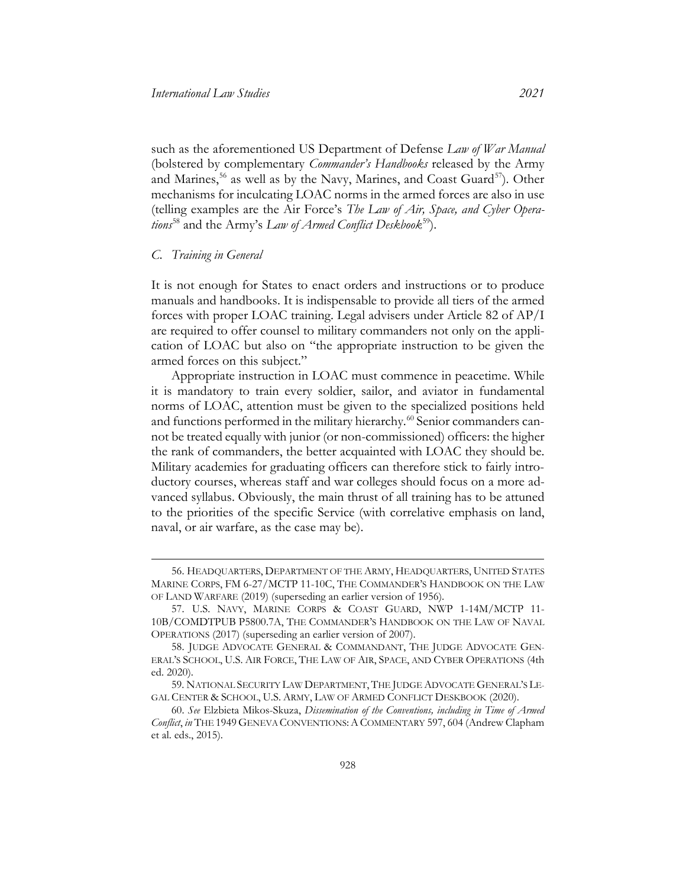such as the aforementioned US Department of Defense *Law of War Manual* (bolstered by complementary *Commander's Handbooks* released by the Army and Marines,[56] as well as by the Navy, Marines, and Coast Guard[57]). Other mechanisms for inculcating LOAC norms in the armed forces are also in use (telling examples are the Air Force's *The Law of Air, Space, and Cyber Operations*[58] and the Army's *Law of Armed Conflict Deskbook*[59]).

### *C. Training in General*

It is not enough for States to enact orders and instructions or to produce manuals and handbooks. It is indispensable to provide all tiers of the armed forces with proper LOAC training. Legal advisers under Article 82 of AP/I are required to offer counsel to military commanders not only on the application of LOAC but also on "the appropriate instruction to be given the armed forces on this subject."

Appropriate instruction in LOAC must commence in peacetime. While it is mandatory to train every soldier, sailor, and aviator in fundamental norms of LOAC, attention must be given to the specialized positions held and functions performed in the military hierarchy.[60] Senior commanders cannot be treated equally with junior (or non-commissioned) officers: the higher the rank of commanders, the better acquainted with LOAC they should be. Military academies for graduating officers can therefore stick to fairly introductory courses, whereas staff and war colleges should focus on a more advanced syllabus. Obviously, the main thrust of all training has to be attuned to the priorities of the specific Service (with correlative emphasis on land, naval, or air warfare, as the case may be).

---

56. HEADQUARTERS, DEPARTMENT OF THE ARMY, HEADQUARTERS, UNITED STATES MARINE CORPS, FM 6-27/MCTP 11-10C, THE COMMANDER'S HANDBOOK ON THE LAW OF LAND WARFARE (2019) (superseding an earlier version of 1956).

57. U.S. NAVY, MARINE CORPS & COAST GUARD, NWP 1-14M/MCTP 11-10B/COMDTPUB P5800.7A, THE COMMANDER'S HANDBOOK ON THE LAW OF NAVAL OPERATIONS (2017) (superseding an earlier version of 2007).

58. JUDGE ADVOCATE GENERAL & COMMANDANT, THE JUDGE ADVOCATE GENERAL'S SCHOOL, U.S. AIR FORCE, THE LAW OF AIR, SPACE, AND CYBER OPERATIONS (4th ed. 2020).

59. NATIONAL SECURITY LAW DEPARTMENT, THE JUDGE ADVOCATE GENERAL'S LEGAL CENTER & SCHOOL, U.S. ARMY, LAW OF ARMED CONFLICT DESKBOOK (2020).

60. *See* Elzbieta Mikos-Skuza, *Dissemination of the Conventions, including in Time of Armed Conflict*, *in* THE 1949 GENEVA CONVENTIONS: A COMMENTARY 597, 604 (Andrew Clapham et al. eds., 2015).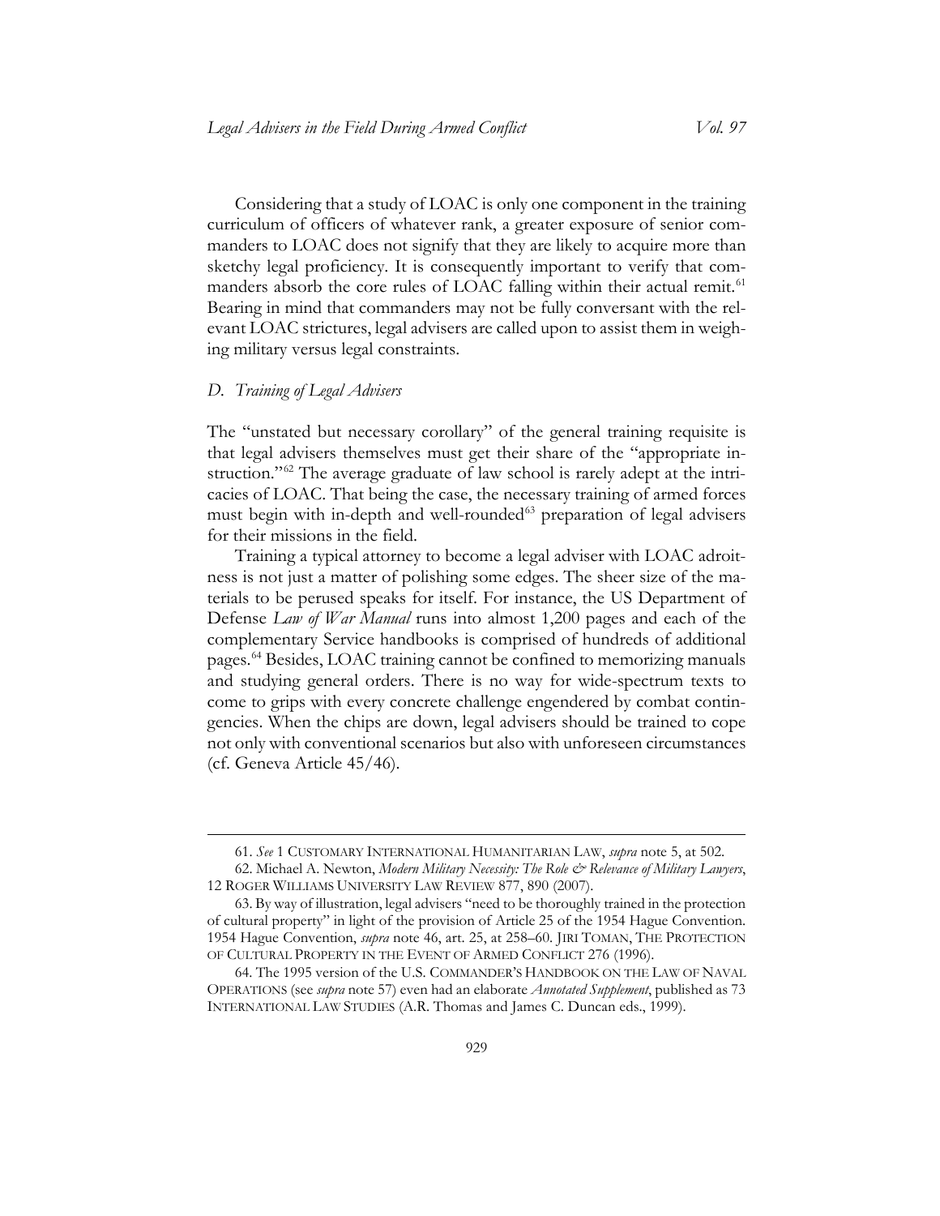Considering that a study of LOAC is only one component in the training curriculum of officers of whatever rank, a greater exposure of senior commanders to LOAC does not signify that they are likely to acquire more than sketchy legal proficiency. It is consequently important to verify that commanders absorb the core rules of LOAC falling within their actual remit.[61] Bearing in mind that commanders may not be fully conversant with the relevant LOAC strictures, legal advisers are called upon to assist them in weighing military versus legal constraints.

### *D. Training of Legal Advisers*

The "unstated but necessary corollary" of the general training requisite is that legal advisers themselves must get their share of the "appropriate instruction."[62] The average graduate of law school is rarely adept at the intricacies of LOAC. That being the case, the necessary training of armed forces must begin with in-depth and well-rounded[63] preparation of legal advisers for their missions in the field.

Training a typical attorney to become a legal adviser with LOAC adroitness is not just a matter of polishing some edges. The sheer size of the materials to be perused speaks for itself. For instance, the US Department of Defense *Law of War Manual* runs into almost 1,200 pages and each of the complementary Service handbooks is comprised of hundreds of additional pages.[64] Besides, LOAC training cannot be confined to memorizing manuals and studying general orders. There is no way for wide-spectrum texts to come to grips with every concrete challenge engendered by combat contingencies. When the chips are down, legal advisers should be trained to cope not only with conventional scenarios but also with unforeseen circumstances (cf. Geneva Article 45/46).

---

61. *See* 1 CUSTOMARY INTERNATIONAL HUMANITARIAN LAW, *supra* note 5, at 502.

62. Michael A. Newton, *Modern Military Necessity: The Role & Relevance of Military Lawyers*, 12 ROGER WILLIAMS UNIVERSITY LAW REVIEW 877, 890 (2007).

63. By way of illustration, legal advisers "need to be thoroughly trained in the protection of cultural property" in light of the provision of Article 25 of the 1954 Hague Convention. 1954 Hague Convention, *supra* note 46, art. 25, at 258–60. JIRI TOMAN, THE PROTECTION OF CULTURAL PROPERTY IN THE EVENT OF ARMED CONFLICT 276 (1996).

64. The 1995 version of the U.S. COMMANDER'S HANDBOOK ON THE LAW OF NAVAL OPERATIONS (see *supra* note 57) even had an elaborate *Annotated Supplement*, published as 73 INTERNATIONAL LAW STUDIES (A.R. Thomas and James C. Duncan eds., 1999).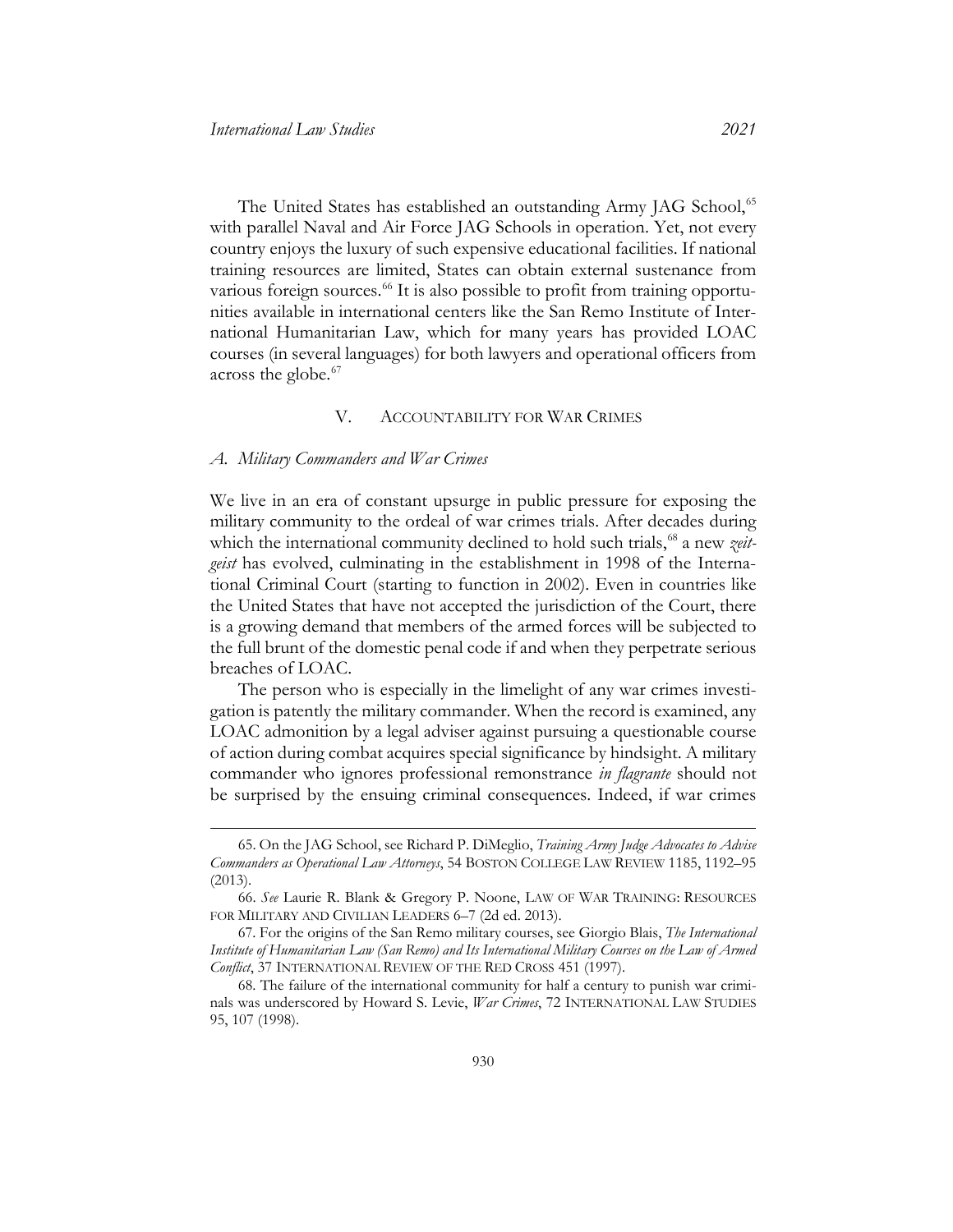The United States has established an outstanding Army JAG School,[65] with parallel Naval and Air Force JAG Schools in operation. Yet, not every country enjoys the luxury of such expensive educational facilities. If national training resources are limited, States can obtain external sustenance from various foreign sources.[66] It is also possible to profit from training opportunities available in international centers like the San Remo Institute of International Humanitarian Law, which for many years has provided LOAC courses (in several languages) for both lawyers and operational officers from across the globe.[67]

## V. ACCOUNTABILITY FOR WAR CRIMES

### *A. Military Commanders and War Crimes*

We live in an era of constant upsurge in public pressure for exposing the military community to the ordeal of war crimes trials. After decades during which the international community declined to hold such trials,[68] a new *zeitgeist* has evolved, culminating in the establishment in 1998 of the International Criminal Court (starting to function in 2002). Even in countries like the United States that have not accepted the jurisdiction of the Court, there is a growing demand that members of the armed forces will be subjected to the full brunt of the domestic penal code if and when they perpetrate serious breaches of LOAC.

The person who is especially in the limelight of any war crimes investigation is patently the military commander. When the record is examined, any LOAC admonition by a legal adviser against pursuing a questionable course of action during combat acquires special significance by hindsight. A military commander who ignores professional remonstrance *in flagrante* should not be surprised by the ensuing criminal consequences. Indeed, if war crimes

---

65. On the JAG School, see Richard P. DiMeglio, *Training Army Judge Advocates to Advise Commanders as Operational Law Attorneys*, 54 BOSTON COLLEGE LAW REVIEW 1185, 1192–95 (2013).

66. *See* Laurie R. Blank & Gregory P. Noone, LAW OF WAR TRAINING: RESOURCES FOR MILITARY AND CIVILIAN LEADERS 6–7 (2d ed. 2013).

67. For the origins of the San Remo military courses, see Giorgio Blais, *The International Institute of Humanitarian Law (San Remo) and Its International Military Courses on the Law of Armed Conflict*, 37 INTERNATIONAL REVIEW OF THE RED CROSS 451 (1997).

68. The failure of the international community for half a century to punish war criminals was underscored by Howard S. Levie, *War Crimes*, 72 INTERNATIONAL LAW STUDIES 95, 107 (1998).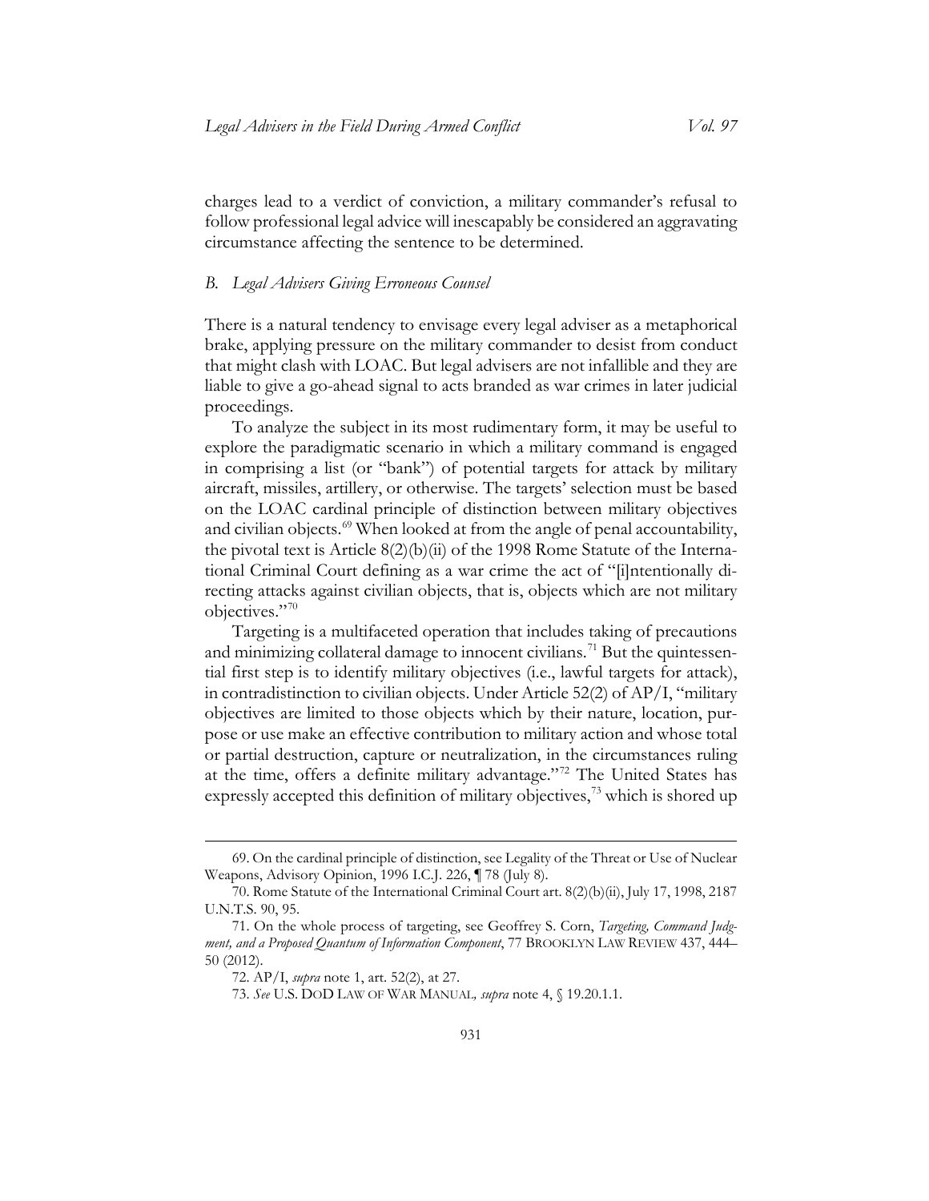charges lead to a verdict of conviction, a military commander's refusal to follow professional legal advice will inescapably be considered an aggravating circumstance affecting the sentence to be determined.

### *B. Legal Advisers Giving Erroneous Counsel*

There is a natural tendency to envisage every legal adviser as a metaphorical brake, applying pressure on the military commander to desist from conduct that might clash with LOAC. But legal advisers are not infallible and they are liable to give a go-ahead signal to acts branded as war crimes in later judicial proceedings.

To analyze the subject in its most rudimentary form, it may be useful to explore the paradigmatic scenario in which a military command is engaged in comprising a list (or "bank") of potential targets for attack by military aircraft, missiles, artillery, or otherwise. The targets' selection must be based on the LOAC cardinal principle of distinction between military objectives and civilian objects.[69] When looked at from the angle of penal accountability, the pivotal text is Article 8(2)(b)(ii) of the 1998 Rome Statute of the International Criminal Court defining as a war crime the act of "[i]ntentionally directing attacks against civilian objects, that is, objects which are not military objectives."[70]

Targeting is a multifaceted operation that includes taking of precautions and minimizing collateral damage to innocent civilians.[71] But the quintessential first step is to identify military objectives (i.e., lawful targets for attack), in contradistinction to civilian objects. Under Article 52(2) of AP/I, "military objectives are limited to those objects which by their nature, location, purpose or use make an effective contribution to military action and whose total or partial destruction, capture or neutralization, in the circumstances ruling at the time, offers a definite military advantage."[72] The United States has expressly accepted this definition of military objectives,[73] which is shored up

---

69. On the cardinal principle of distinction, see Legality of the Threat or Use of Nuclear Weapons, Advisory Opinion, 1996 I.C.J. 226, ¶ 78 (July 8).

70. Rome Statute of the International Criminal Court art. 8(2)(b)(ii), July 17, 1998, 2187 U.N.T.S. 90, 95.

71. On the whole process of targeting, see Geoffrey S. Corn, *Targeting, Command Judgment, and a Proposed Quantum of Information Component*, 77 BROOKLYN LAW REVIEW 437, 444–50 (2012).

72. AP/I, *supra* note 1, art. 52(2), at 27.

73. *See* U.S. DOD LAW OF WAR MANUAL*, supra* note 4, § 19.20.1.1.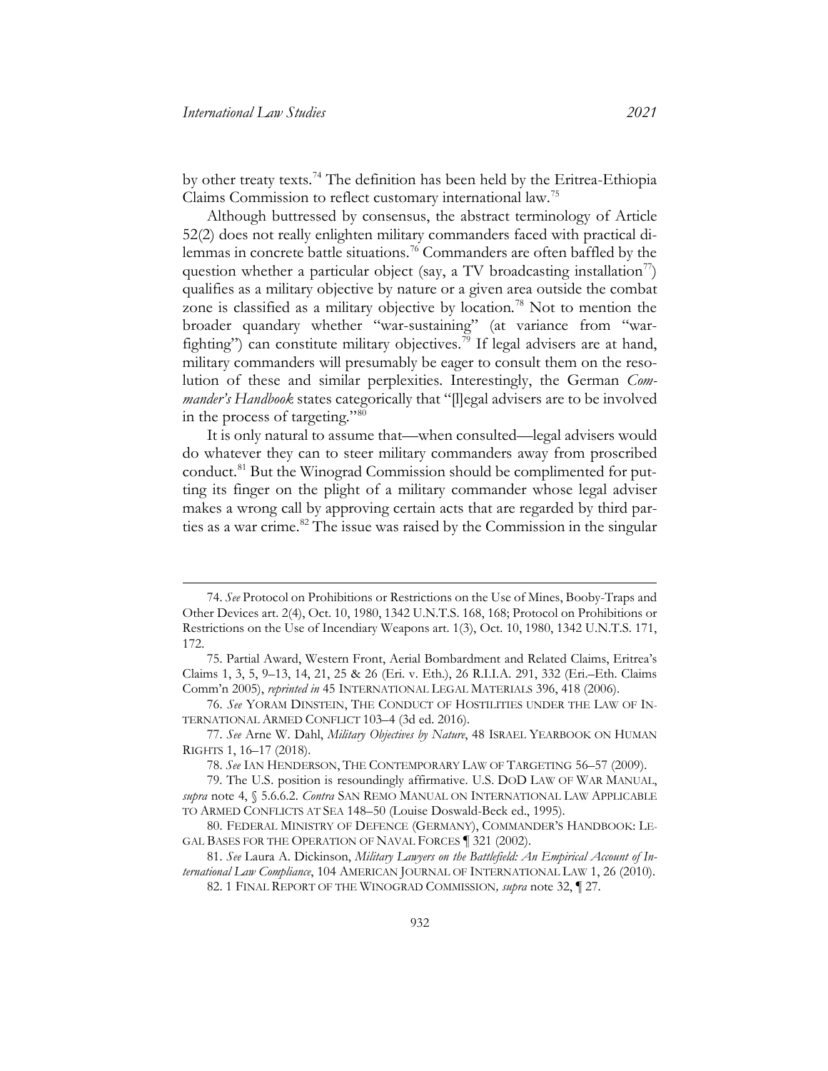by other treaty texts.[74] The definition has been held by the Eritrea-Ethiopia Claims Commission to reflect customary international law.[75]

Although buttressed by consensus, the abstract terminology of Article 52(2) does not really enlighten military commanders faced with practical dilemmas in concrete battle situations.[76] Commanders are often baffled by the question whether a particular object (say, a TV broadcasting installation[77]) qualifies as a military objective by nature or a given area outside the combat zone is classified as a military objective by location.[78] Not to mention the broader quandary whether "war-sustaining" (at variance from "war-fighting") can constitute military objectives.[79] If legal advisers are at hand, military commanders will presumably be eager to consult them on the resolution of these and similar perplexities. Interestingly, the German *Commander's Handbook* states categorically that "[l]egal advisers are to be involved in the process of targeting."[80]

It is only natural to assume that—when consulted—legal advisers would do whatever they can to steer military commanders away from proscribed conduct.[81] But the Winograd Commission should be complimented for putting its finger on the plight of a military commander whose legal adviser makes a wrong call by approving certain acts that are regarded by third parties as a war crime.[82] The issue was raised by the Commission in the singular

---

74. *See* Protocol on Prohibitions or Restrictions on the Use of Mines, Booby-Traps and Other Devices art. 2(4), Oct. 10, 1980, 1342 U.N.T.S. 168, 168; Protocol on Prohibitions or Restrictions on the Use of Incendiary Weapons art. 1(3), Oct. 10, 1980, 1342 U.N.T.S. 171, 172.

75. Partial Award, Western Front, Aerial Bombardment and Related Claims, Eritrea's Claims 1, 3, 5, 9–13, 14, 21, 25 & 26 (Eri. v. Eth.), 26 R.I.I.A. 291, 332 (Eri.–Eth. Claims Comm'n 2005), *reprinted in* 45 INTERNATIONAL LEGAL MATERIALS 396, 418 (2006).

76. *See* YORAM DINSTEIN, THE CONDUCT OF HOSTILITIES UNDER THE LAW OF INTERNATIONAL ARMED CONFLICT 103–4 (3d ed. 2016).

77. *See* Arne W. Dahl, *Military Objectives by Nature*, 48 ISRAEL YEARBOOK ON HUMAN RIGHTS 1, 16–17 (2018).

78. *See* IAN HENDERSON, THE CONTEMPORARY LAW OF TARGETING 56–57 (2009).

79. The U.S. position is resoundingly affirmative. U.S. DOD LAW OF WAR MANUAL, *supra* note 4, § 5.6.6.2. *Contra* SAN REMO MANUAL ON INTERNATIONAL LAW APPLICABLE TO ARMED CONFLICTS AT SEA 148–50 (Louise Doswald-Beck ed., 1995).

80. FEDERAL MINISTRY OF DEFENCE (GERMANY), COMMANDER'S HANDBOOK: LEGAL BASES FOR THE OPERATION OF NAVAL FORCES ¶ 321 (2002).

81. *See* Laura A. Dickinson, *Military Lawyers on the Battlefield: An Empirical Account of International Law Compliance*, 104 AMERICAN JOURNAL OF INTERNATIONAL LAW 1, 26 (2010).

82. 1 FINAL REPORT OF THE WINOGRAD COMMISSION*, supra* note 32, ¶ 27.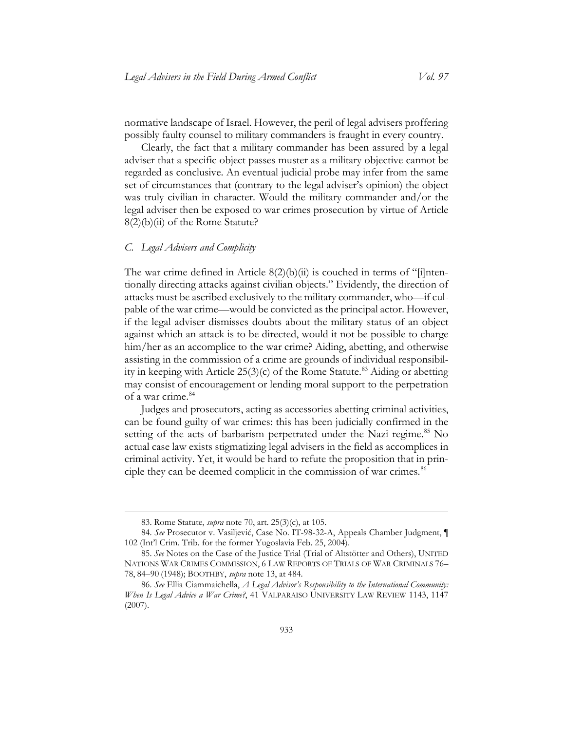normative landscape of Israel. However, the peril of legal advisers proffering possibly faulty counsel to military commanders is fraught in every country.

Clearly, the fact that a military commander has been assured by a legal adviser that a specific object passes muster as a military objective cannot be regarded as conclusive. An eventual judicial probe may infer from the same set of circumstances that (contrary to the legal adviser's opinion) the object was truly civilian in character. Would the military commander and/or the legal adviser then be exposed to war crimes prosecution by virtue of Article 8(2)(b)(ii) of the Rome Statute?

### *C. Legal Advisers and Complicity*

The war crime defined in Article 8(2)(b)(ii) is couched in terms of "[i]ntentionally directing attacks against civilian objects." Evidently, the direction of attacks must be ascribed exclusively to the military commander, who—if culpable of the war crime—would be convicted as the principal actor. However, if the legal adviser dismisses doubts about the military status of an object against which an attack is to be directed, would it not be possible to charge him/her as an accomplice to the war crime? Aiding, abetting, and otherwise assisting in the commission of a crime are grounds of individual responsibility in keeping with Article 25(3)(c) of the Rome Statute.[83] Aiding or abetting may consist of encouragement or lending moral support to the perpetration of a war crime.[84]

Judges and prosecutors, acting as accessories abetting criminal activities, can be found guilty of war crimes: this has been judicially confirmed in the setting of the acts of barbarism perpetrated under the Nazi regime.[85] No actual case law exists stigmatizing legal advisers in the field as accomplices in criminal activity. Yet, it would be hard to refute the proposition that in principle they can be deemed complicit in the commission of war crimes.[86]

---

83. Rome Statute, *supra* note 70, art. 25(3)(c), at 105.

84. *See* Prosecutor v. Vasiljević, Case No. IT-98-32-A, Appeals Chamber Judgment, ¶ 102 (Int'l Crim. Trib. for the former Yugoslavia Feb. 25, 2004).

85. *See* Notes on the Case of the Justice Trial (Trial of Altstötter and Others), UNITED NATIONS WAR CRIMES COMMISSION, 6 LAW REPORTS OF TRIALS OF WAR CRIMINALS 76–78, 84–90 (1948); BOOTHBY, *supra* note 13, at 484.

86. *See* Ellia Ciammaichella, *A Legal Advisor's Responsibility to the International Community: When Is Legal Advice a War Crime?*, 41 VALPARAISO UNIVERSITY LAW REVIEW 1143, 1147 (2007).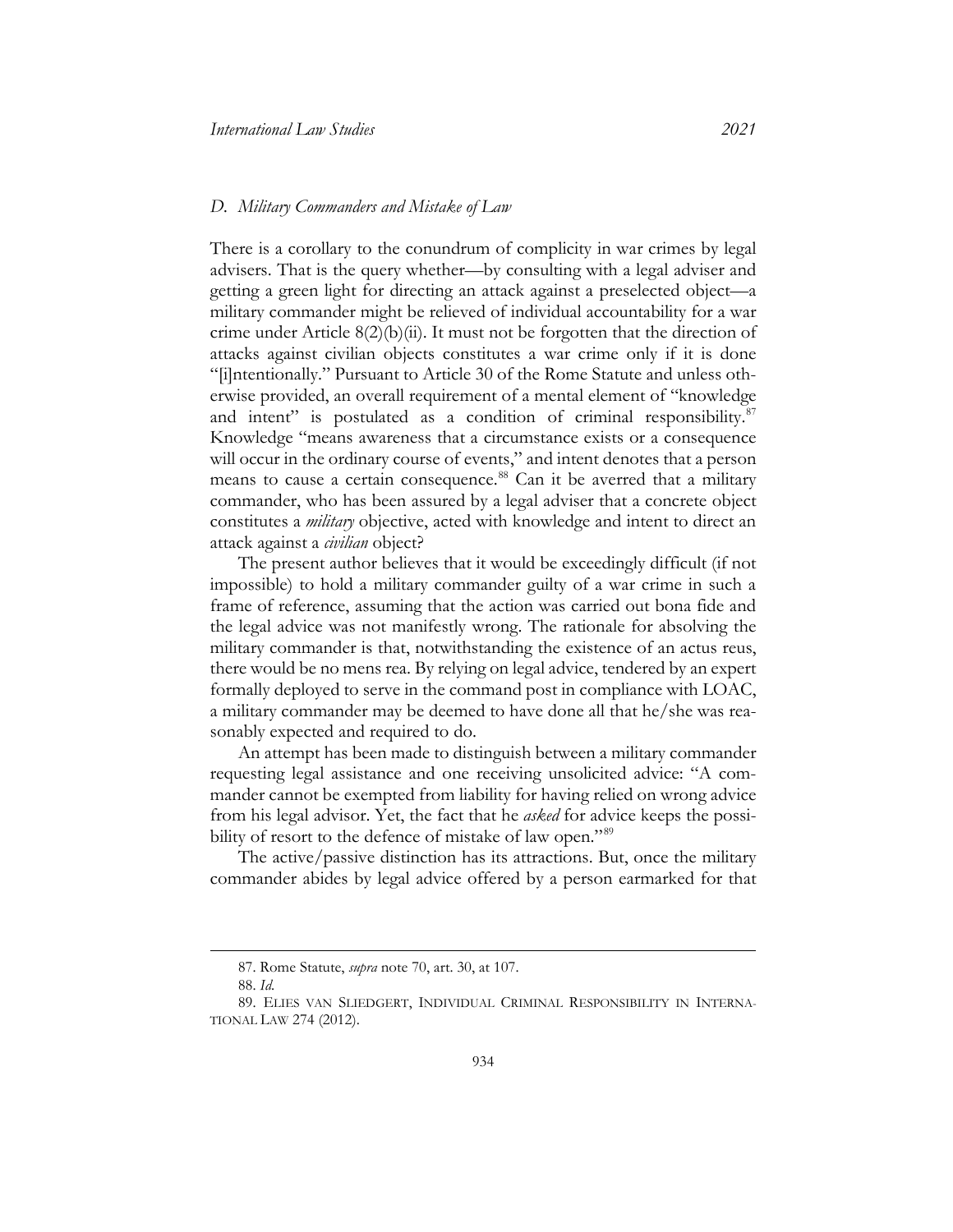### *D. Military Commanders and Mistake of Law*

There is a corollary to the conundrum of complicity in war crimes by legal advisers. That is the query whether—by consulting with a legal adviser and getting a green light for directing an attack against a preselected object—a military commander might be relieved of individual accountability for a war crime under Article 8(2)(b)(ii). It must not be forgotten that the direction of attacks against civilian objects constitutes a war crime only if it is done "[i]ntentionally." Pursuant to Article 30 of the Rome Statute and unless otherwise provided, an overall requirement of a mental element of "knowledge and intent" is postulated as a condition of criminal responsibility.[87] Knowledge "means awareness that a circumstance exists or a consequence will occur in the ordinary course of events," and intent denotes that a person means to cause a certain consequence.[88] Can it be averred that a military commander, who has been assured by a legal adviser that a concrete object constitutes a *military* objective, acted with knowledge and intent to direct an attack against a *civilian* object?

The present author believes that it would be exceedingly difficult (if not impossible) to hold a military commander guilty of a war crime in such a frame of reference, assuming that the action was carried out bona fide and the legal advice was not manifestly wrong. The rationale for absolving the military commander is that, notwithstanding the existence of an actus reus, there would be no mens rea. By relying on legal advice, tendered by an expert formally deployed to serve in the command post in compliance with LOAC, a military commander may be deemed to have done all that he/she was reasonably expected and required to do.

An attempt has been made to distinguish between a military commander requesting legal assistance and one receiving unsolicited advice: "A commander cannot be exempted from liability for having relied on wrong advice from his legal advisor. Yet, the fact that he *asked* for advice keeps the possibility of resort to the defence of mistake of law open."[89]

The active/passive distinction has its attractions. But, once the military commander abides by legal advice offered by a person earmarked for that

---

87. Rome Statute, *supra* note 70, art. 30, at 107.

88. *Id.*

89. ELIES VAN SLIEDGERT, INDIVIDUAL CRIMINAL RESPONSIBILITY IN INTERNATIONAL LAW 274 (2012).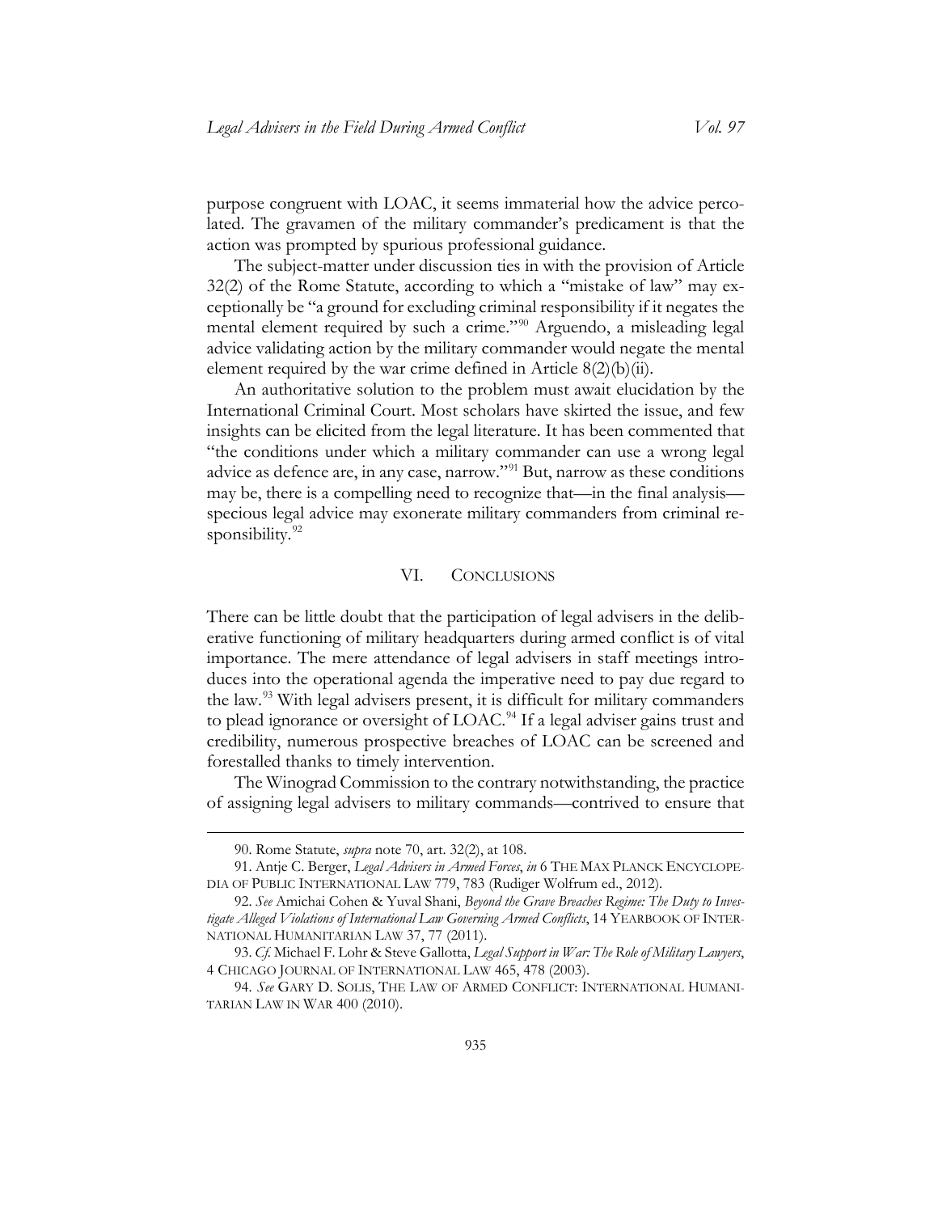purpose congruent with LOAC, it seems immaterial how the advice percolated. The gravamen of the military commander's predicament is that the action was prompted by spurious professional guidance.

The subject-matter under discussion ties in with the provision of Article 32(2) of the Rome Statute, according to which a "mistake of law" may exceptionally be "a ground for excluding criminal responsibility if it negates the mental element required by such a crime."[90] Arguendo, a misleading legal advice validating action by the military commander would negate the mental element required by the war crime defined in Article 8(2)(b)(ii).

An authoritative solution to the problem must await elucidation by the International Criminal Court. Most scholars have skirted the issue, and few insights can be elicited from the legal literature. It has been commented that "the conditions under which a military commander can use a wrong legal advice as defence are, in any case, narrow."[91] But, narrow as these conditions may be, there is a compelling need to recognize that—in the final analysis—specious legal advice may exonerate military commanders from criminal responsibility.[92]

## VI. CONCLUSIONS

There can be little doubt that the participation of legal advisers in the deliberative functioning of military headquarters during armed conflict is of vital importance. The mere attendance of legal advisers in staff meetings introduces into the operational agenda the imperative need to pay due regard to the law.[93] With legal advisers present, it is difficult for military commanders to plead ignorance or oversight of LOAC.[94] If a legal adviser gains trust and credibility, numerous prospective breaches of LOAC can be screened and forestalled thanks to timely intervention.

The Winograd Commission to the contrary notwithstanding, the practice of assigning legal advisers to military commands—contrived to ensure that

---

90. Rome Statute, *supra* note 70, art. 32(2), at 108.

91. Antje C. Berger, *Legal Advisers in Armed Forces*, *in* 6 THE MAX PLANCK ENCYCLOPEDIA OF PUBLIC INTERNATIONAL LAW 779, 783 (Rudiger Wolfrum ed., 2012).

92. *See* Amichai Cohen & Yuval Shani, *Beyond the Grave Breaches Regime: The Duty to Investigate Alleged Violations of International Law Governing Armed Conflicts*, 14 YEARBOOK OF INTERNATIONAL HUMANITARIAN LAW 37, 77 (2011).

93. *Cf.* Michael F. Lohr & Steve Gallotta, *Legal Support in War: The Role of Military Lawyers*, 4 CHICAGO JOURNAL OF INTERNATIONAL LAW 465, 478 (2003).

94. *See* GARY D. SOLIS, THE LAW OF ARMED CONFLICT: INTERNATIONAL HUMANITARIAN LAW IN WAR 400 (2010).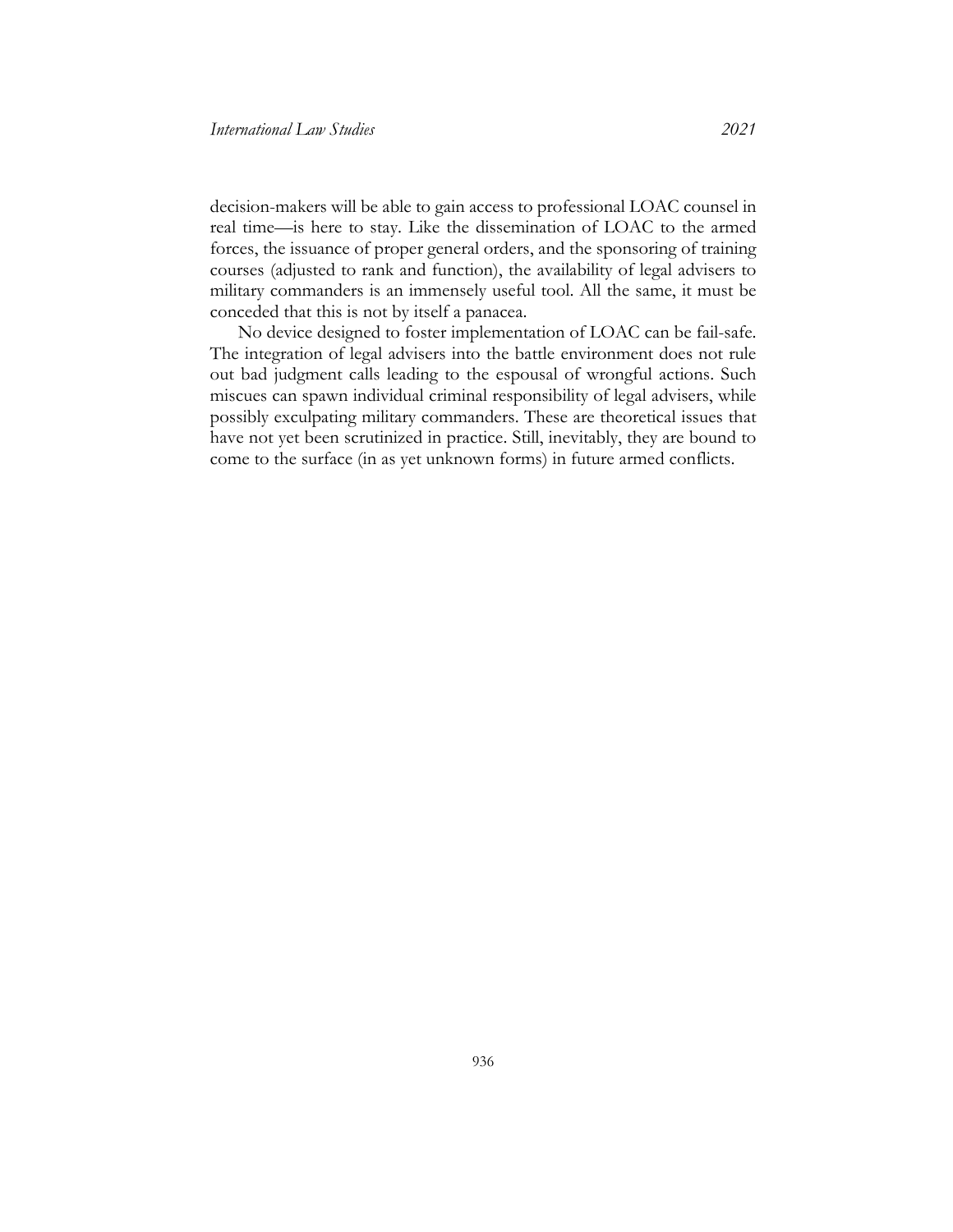decision-makers will be able to gain access to professional LOAC counsel in real time—is here to stay. Like the dissemination of LOAC to the armed forces, the issuance of proper general orders, and the sponsoring of training courses (adjusted to rank and function), the availability of legal advisers to military commanders is an immensely useful tool. All the same, it must be conceded that this is not by itself a panacea.

No device designed to foster implementation of LOAC can be fail-safe. The integration of legal advisers into the battle environment does not rule out bad judgment calls leading to the espousal of wrongful actions. Such miscues can spawn individual criminal responsibility of legal advisers, while possibly exculpating military commanders. These are theoretical issues that have not yet been scrutinized in practice. Still, inevitably, they are bound to come to the surface (in as yet unknown forms) in future armed conflicts.